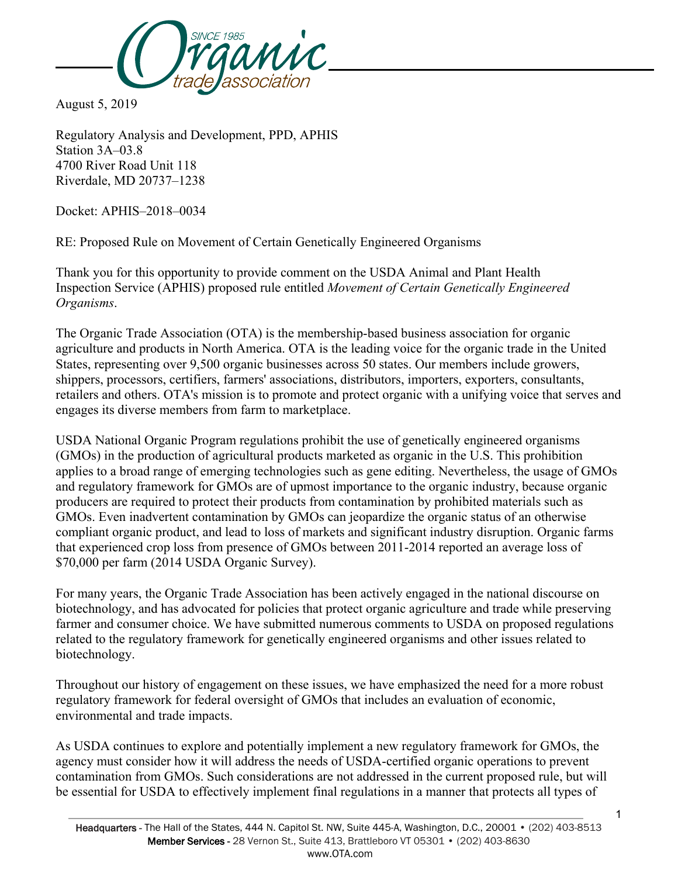August 5, 2019

Regulatory Analysis and Development, PPD, APHIS
Station 3A–03.8
4700 River Road Unit 118
Riverdale, MD 20737–1238

Docket: APHIS–2018–0034

RE: Proposed Rule on Movement of Certain Genetically Engineered Organisms

Thank you for this opportunity to provide comment on the USDA Animal and Plant Health Inspection Service (APHIS) proposed rule entitled *Movement of Certain Genetically Engineered Organisms*.

The Organic Trade Association (OTA) is the membership-based business association for organic agriculture and products in North America. OTA is the leading voice for the organic trade in the United States, representing over 9,500 organic businesses across 50 states. Our members include growers, shippers, processors, certifiers, farmers' associations, distributors, importers, exporters, consultants, retailers and others. OTA's mission is to promote and protect organic with a unifying voice that serves and engages its diverse members from farm to marketplace.

USDA National Organic Program regulations prohibit the use of genetically engineered organisms (GMOs) in the production of agricultural products marketed as organic in the U.S. This prohibition applies to a broad range of emerging technologies such as gene editing. Nevertheless, the usage of GMOs and regulatory framework for GMOs are of upmost importance to the organic industry, because organic producers are required to protect their products from contamination by prohibited materials such as GMOs. Even inadvertent contamination by GMOs can jeopardize the organic status of an otherwise compliant organic product, and lead to loss of markets and significant industry disruption. Organic farms that experienced crop loss from presence of GMOs between 2011-2014 reported an average loss of $70,000 per farm (2014 USDA Organic Survey).

For many years, the Organic Trade Association has been actively engaged in the national discourse on biotechnology, and has advocated for policies that protect organic agriculture and trade while preserving farmer and consumer choice. We have submitted numerous comments to USDA on proposed regulations related to the regulatory framework for genetically engineered organisms and other issues related to biotechnology.

Throughout our history of engagement on these issues, we have emphasized the need for a more robust regulatory framework for federal oversight of GMOs that includes an evaluation of economic, environmental and trade impacts.

As USDA continues to explore and potentially implement a new regulatory framework for GMOs, the agency must consider how it will address the needs of USDA-certified organic operations to prevent contamination from GMOs. Such considerations are not addressed in the current proposed rule, but will be essential for USDA to effectively implement final regulations in a manner that protects all types of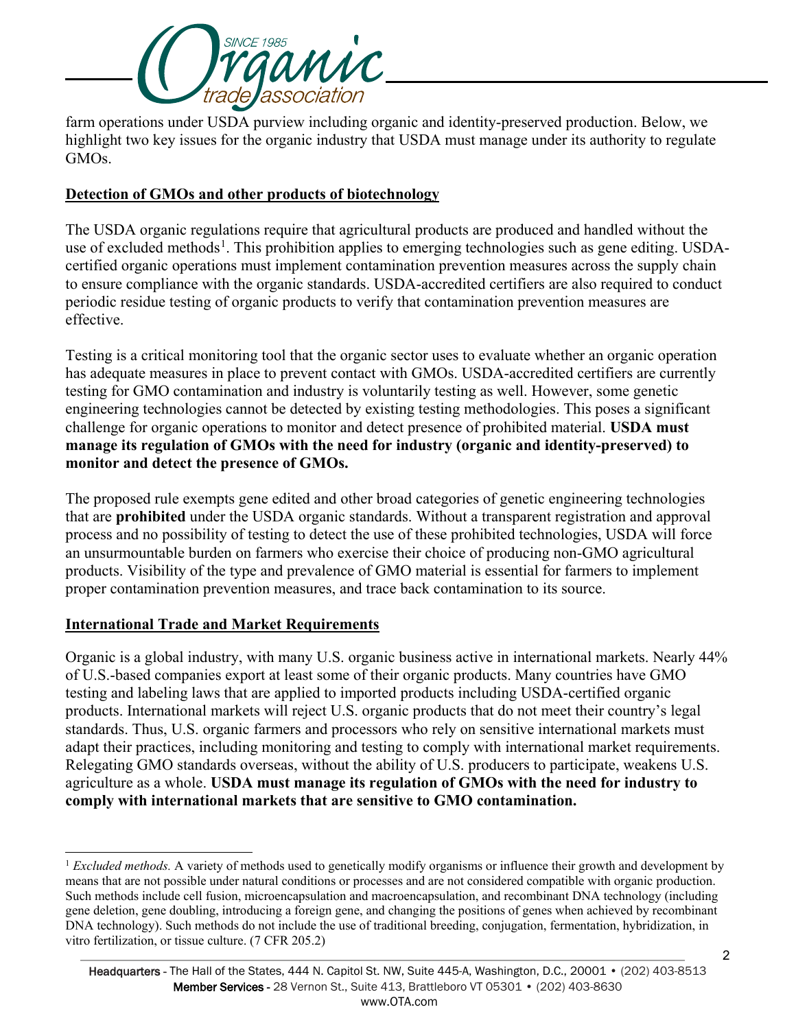farm operations under USDA purview including organic and identity-preserved production. Below, we highlight two key issues for the organic industry that USDA must manage under its authority to regulate GMOs.

## Detection of GMOs and other products of biotechnology

The USDA organic regulations require that agricultural products are produced and handled without the use of excluded methods[1]. This prohibition applies to emerging technologies such as gene editing. USDA-certified organic operations must implement contamination prevention measures across the supply chain to ensure compliance with the organic standards. USDA-accredited certifiers are also required to conduct periodic residue testing of organic products to verify that contamination prevention measures are effective.

Testing is a critical monitoring tool that the organic sector uses to evaluate whether an organic operation has adequate measures in place to prevent contact with GMOs. USDA-accredited certifiers are currently testing for GMO contamination and industry is voluntarily testing as well. However, some genetic engineering technologies cannot be detected by existing testing methodologies. This poses a significant challenge for organic operations to monitor and detect presence of prohibited material. **USDA must manage its regulation of GMOs with the need for industry (organic and identity-preserved) to monitor and detect the presence of GMOs.**

The proposed rule exempts gene edited and other broad categories of genetic engineering technologies that are **prohibited** under the USDA organic standards. Without a transparent registration and approval process and no possibility of testing to detect the use of these prohibited technologies, USDA will force an unsurmountable burden on farmers who exercise their choice of producing non-GMO agricultural products. Visibility of the type and prevalence of GMO material is essential for farmers to implement proper contamination prevention measures, and trace back contamination to its source.

## International Trade and Market Requirements

Organic is a global industry, with many U.S. organic business active in international markets. Nearly 44% of U.S.-based companies export at least some of their organic products. Many countries have GMO testing and labeling laws that are applied to imported products including USDA-certified organic products. International markets will reject U.S. organic products that do not meet their country's legal standards. Thus, U.S. organic farmers and processors who rely on sensitive international markets must adapt their practices, including monitoring and testing to comply with international market requirements. Relegating GMO standards overseas, without the ability of U.S. producers to participate, weakens U.S. agriculture as a whole. **USDA must manage its regulation of GMOs with the need for industry to comply with international markets that are sensitive to GMO contamination.**

---

[1] *Excluded methods.* A variety of methods used to genetically modify organisms or influence their growth and development by means that are not possible under natural conditions or processes and are not considered compatible with organic production. Such methods include cell fusion, microencapsulation and macroencapsulation, and recombinant DNA technology (including gene deletion, gene doubling, introducing a foreign gene, and changing the positions of genes when achieved by recombinant DNA technology). Such methods do not include the use of traditional breeding, conjugation, fermentation, hybridization, in vitro fertilization, or tissue culture. (7 CFR 205.2)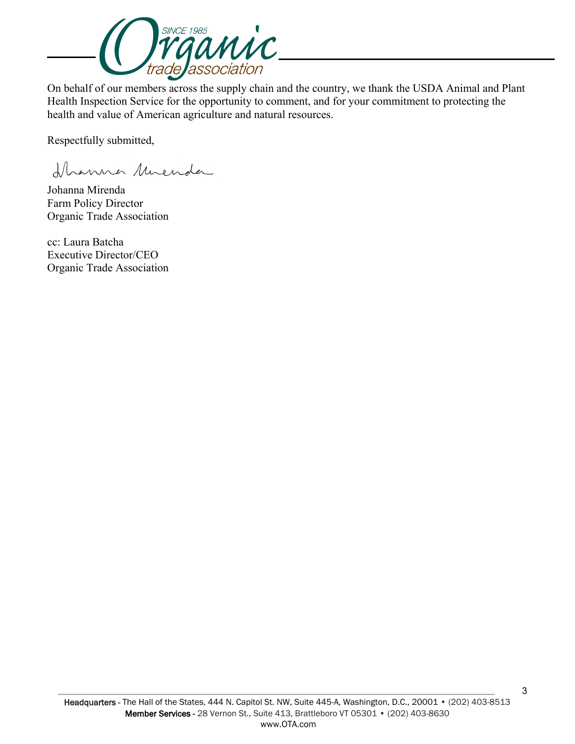On behalf of our members across the supply chain and the country, we thank the USDA Animal and Plant Health Inspection Service for the opportunity to comment, and for your commitment to protecting the health and value of American agriculture and natural resources.

Respectfully submitted,

Johanna Mirenda
Farm Policy Director
Organic Trade Association

cc: Laura Batcha
Executive Director/CEO
Organic Trade Association